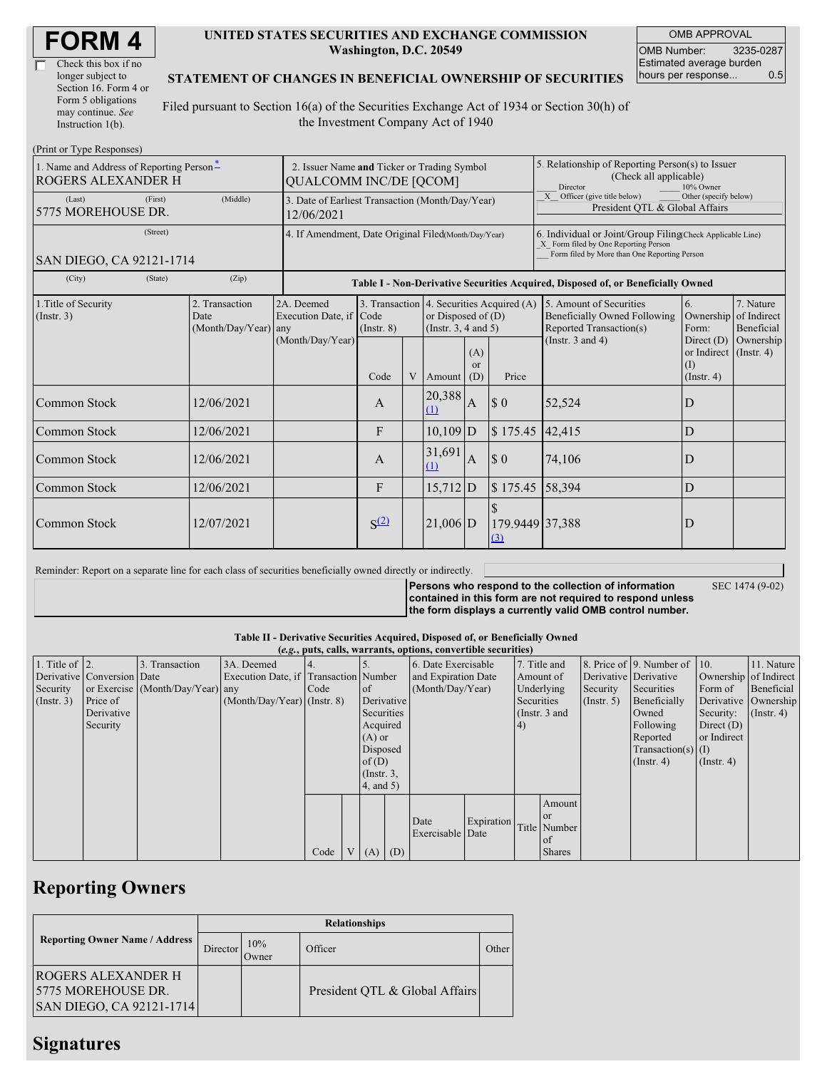# FORM 4

☐ Check this box if no longer subject to Section 16. Form 4 or Form 5 obligations may continue. *See* Instruction 1(b).

**UNITED STATES SECURITIES AND EXCHANGE COMMISSION**
**Washington, D.C. 20549**

**STATEMENT OF CHANGES IN BENEFICIAL OWNERSHIP OF SECURITIES**

Filed pursuant to Section 16(a) of the Securities Exchange Act of 1934 or Section 30(h) of the Investment Company Act of 1940

| OMB APPROVAL | |
|---|---|
| OMB Number: | 3235-0287 |
| Estimated average burden hours per response... | 0.5 |

(Print or Type Responses)

| 1. Name and Address of Reporting Person* | 2. Issuer Name and Ticker or Trading Symbol | 5. Relationship of Reporting Person(s) to Issuer (Check all applicable) |
|---|---|---|
| ROGERS ALEXANDER H | QUALCOMM INC/DE [QCOM] | ___ Director ___ 10% Owner |
| (Last) (First) (Middle) 5775 MOREHOUSE DR. | 3. Date of Earliest Transaction (Month/Day/Year) 12/06/2021 | _X_ Officer (give title below) ___ Other (specify below) President QTL & Global Affairs |
| (Street) SAN DIEGO, CA 92121-1714 | 4. If Amendment, Date Original Filed (Month/Day/Year) | 6. Individual or Joint/Group Filing (Check Applicable Line) _X_ Form filed by One Reporting Person ___ Form filed by More than One Reporting Person |
| (City) (State) (Zip) | | |

**Table I - Non-Derivative Securities Acquired, Disposed of, or Beneficially Owned**

| 1.Title of Security (Instr. 3) | 2. Transaction Date (Month/Day/Year) | 2A. Deemed Execution Date, if any (Month/Day/Year) | 3. Transaction Code (Instr. 8) | | 4. Securities Acquired (A) or Disposed of (D) (Instr. 3, 4 and 5) | | | 5. Amount of Securities Beneficially Owned Following Reported Transaction(s) (Instr. 3 and 4) | 6. Ownership Form: Direct (D) or Indirect (I) (Instr. 4) | 7. Nature of Indirect Beneficial Ownership (Instr. 4) |
|---|---|---|---|---|---|---|---|---|---|---|
| | | | Code | V | Amount | (A) or (D) | Price | | | |
| Common Stock | 12/06/2021 | | A | | 20,388 (1) | A | $ 0 | 52,524 | D | |
| Common Stock | 12/06/2021 | | F | | 10,109 | D | $ 175.45 | 42,415 | D | |
| Common Stock | 12/06/2021 | | A | | 31,691 (1) | A | $ 0 | 74,106 | D | |
| Common Stock | 12/06/2021 | | F | | 15,712 | D | $ 175.45 | 58,394 | D | |
| Common Stock | 12/07/2021 | | S (2) | | 21,006 | D | $ 179.9449 (3) | 37,388 | D | |

Reminder: Report on a separate line for each class of securities beneficially owned directly or indirectly.

**Persons who respond to the collection of information contained in this form are not required to respond unless the form displays a currently valid OMB control number.**

SEC 1474 (9-02)

**Table II - Derivative Securities Acquired, Disposed of, or Beneficially Owned**
**(*e.g.*, puts, calls, warrants, options, convertible securities)**

| 1. Title of Derivative Security (Instr. 3) | 2. Conversion or Exercise Price of Derivative Security | 3. Transaction Date (Month/Day/Year) | 3A. Deemed Execution Date, if any (Month/Day/Year) | 4. Transaction Code (Instr. 8) | | 5. Number of Derivative Securities Acquired (A) or Disposed of (D) (Instr. 3, 4, and 5) | | 6. Date Exercisable and Expiration Date (Month/Day/Year) | | 7. Title and Amount of Underlying Securities (Instr. 3 and 4) | | 8. Price of Derivative Security (Instr. 5) | 9. Number of Derivative Securities Beneficially Owned Following Reported Transaction(s) (Instr. 4) | 10. Ownership Form of Derivative Security: Direct (D) or Indirect (I) (Instr. 4) | 11. Nature of Indirect Beneficial Ownership (Instr. 4) |
|---|---|---|---|---|---|---|---|---|---|---|---|---|---|---|---|
| | | | | Code | V | (A) | (D) | Date Exercisable | Expiration Date | Title | Amount or Number of Shares | | | | |

## Reporting Owners

| Reporting Owner Name / Address | Relationships | | | |
|---|---|---|---|---|
| | Director | 10% Owner | Officer | Other |
| ROGERS ALEXANDER H 5775 MOREHOUSE DR. SAN DIEGO, CA 92121-1714 | | | President QTL & Global Affairs | |

## Signatures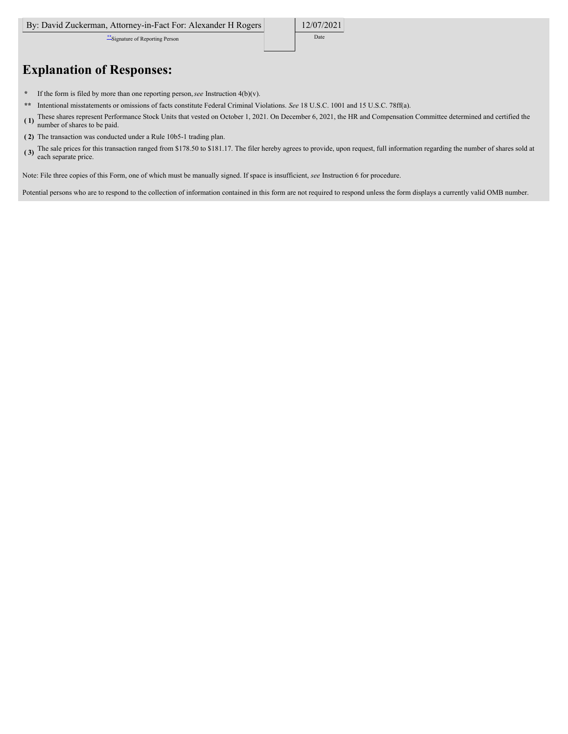| By: David Zuckerman, Attorney-in-Fact For: Alexander H Rogers | | 12/07/2021 |
| --- | --- | --- |
| ** Signature of Reporting Person | | Date |

## Explanation of Responses:

\* If the form is filed by more than one reporting person, *see* Instruction 4(b)(v).

\** Intentional misstatements or omissions of facts constitute Federal Criminal Violations. *See* 18 U.S.C. 1001 and 15 U.S.C. 78ff(a).

**( 1)** These shares represent Performance Stock Units that vested on October 1, 2021. On December 6, 2021, the HR and Compensation Committee determined and certified the number of shares to be paid.

**( 2)** The transaction was conducted under a Rule 10b5-1 trading plan.

**( 3)** The sale prices for this transaction ranged from $178.50 to $181.17. The filer hereby agrees to provide, upon request, full information regarding the number of shares sold at each separate price.

Note: File three copies of this Form, one of which must be manually signed. If space is insufficient, *see* Instruction 6 for procedure.

Potential persons who are to respond to the collection of information contained in this form are not required to respond unless the form displays a currently valid OMB number.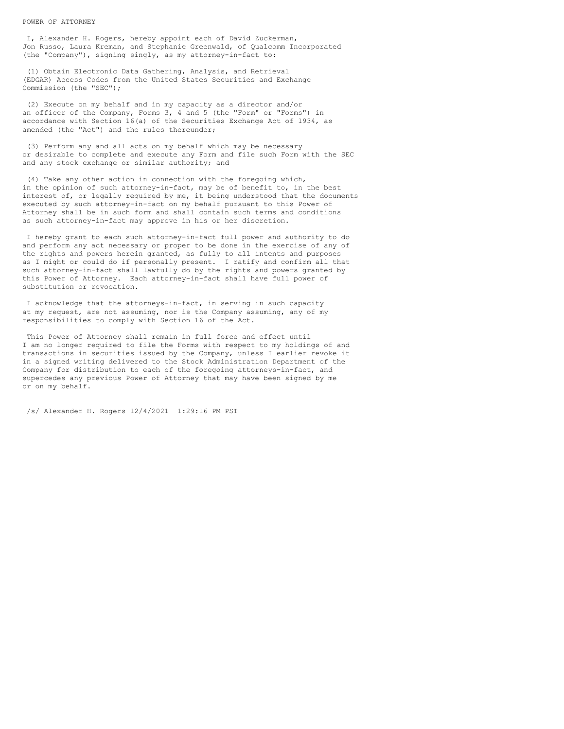POWER OF ATTORNEY

I, Alexander H. Rogers, hereby appoint each of David Zuckerman, Jon Russo, Laura Kreman, and Stephanie Greenwald, of Qualcomm Incorporated (the "Company"), signing singly, as my attorney-in-fact to:

(1) Obtain Electronic Data Gathering, Analysis, and Retrieval (EDGAR) Access Codes from the United States Securities and Exchange Commission (the "SEC");

(2) Execute on my behalf and in my capacity as a director and/or an officer of the Company, Forms 3, 4 and 5 (the "Form" or "Forms") in accordance with Section 16(a) of the Securities Exchange Act of 1934, as amended (the "Act") and the rules thereunder;

(3) Perform any and all acts on my behalf which may be necessary or desirable to complete and execute any Form and file such Form with the SEC and any stock exchange or similar authority; and

(4) Take any other action in connection with the foregoing which, in the opinion of such attorney-in-fact, may be of benefit to, in the best interest of, or legally required by me, it being understood that the documents executed by such attorney-in-fact on my behalf pursuant to this Power of Attorney shall be in such form and shall contain such terms and conditions as such attorney-in-fact may approve in his or her discretion.

I hereby grant to each such attorney-in-fact full power and authority to do and perform any act necessary or proper to be done in the exercise of any of the rights and powers herein granted, as fully to all intents and purposes as I might or could do if personally present. I ratify and confirm all that such attorney-in-fact shall lawfully do by the rights and powers granted by this Power of Attorney. Each attorney-in-fact shall have full power of substitution or revocation.

I acknowledge that the attorneys-in-fact, in serving in such capacity at my request, are not assuming, nor is the Company assuming, any of my responsibilities to comply with Section 16 of the Act.

This Power of Attorney shall remain in full force and effect until I am no longer required to file the Forms with respect to my holdings of and transactions in securities issued by the Company, unless I earlier revoke it in a signed writing delivered to the Stock Administration Department of the Company for distribution to each of the foregoing attorneys-in-fact, and supercedes any previous Power of Attorney that may have been signed by me or on my behalf.

/s/ Alexander H. Rogers 12/4/2021 1:29:16 PM PST